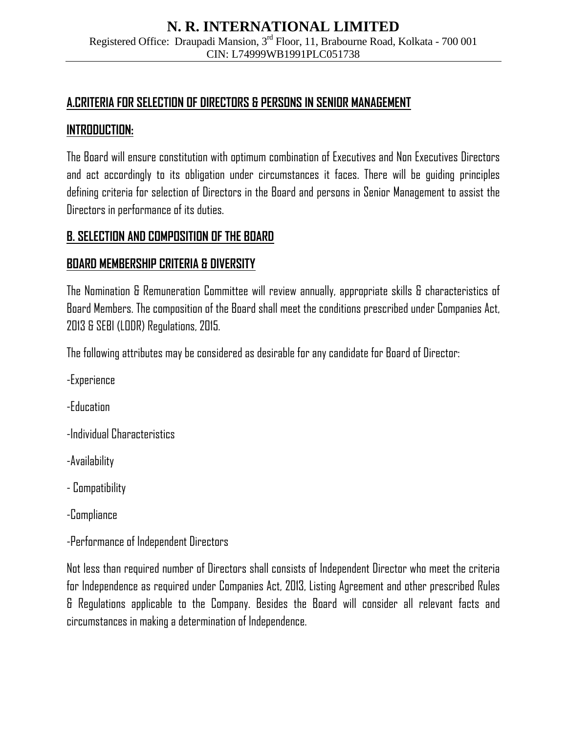# N. R. INTERNATIONAL LIMITED

Registered Office: Draupadi Mansion, 3rd Floor, 11, Brabourne Road, Kolkata - 700 001
CIN: L74999WB1991PLC051738

## A.CRITERIA FOR SELECTION OF DIRECTORS & PERSONS IN SENIOR MANAGEMENT

### INTRODUCTION:

The Board will ensure constitution with optimum combination of Executives and Non Executives Directors and act accordingly to its obligation under circumstances it faces. There will be guiding principles defining criteria for selection of Directors in the Board and persons in Senior Management to assist the Directors in performance of its duties.

## B. SELECTION AND COMPOSITION OF THE BOARD

### BOARD MEMBERSHIP CRITERIA & DIVERSITY

The Nomination & Remuneration Committee will review annually, appropriate skills & characteristics of Board Members. The composition of the Board shall meet the conditions prescribed under Companies Act, 2013 & SEBI (LODR) Regulations, 2015.

The following attributes may be considered as desirable for any candidate for Board of Director:

-Experience

-Education

-Individual Characteristics

-Availability

- Compatibility

-Compliance

-Performance of Independent Directors

Not less than required number of Directors shall consists of Independent Director who meet the criteria for Independence as required under Companies Act, 2013, Listing Agreement and other prescribed Rules & Regulations applicable to the Company. Besides the Board will consider all relevant facts and circumstances in making a determination of Independence.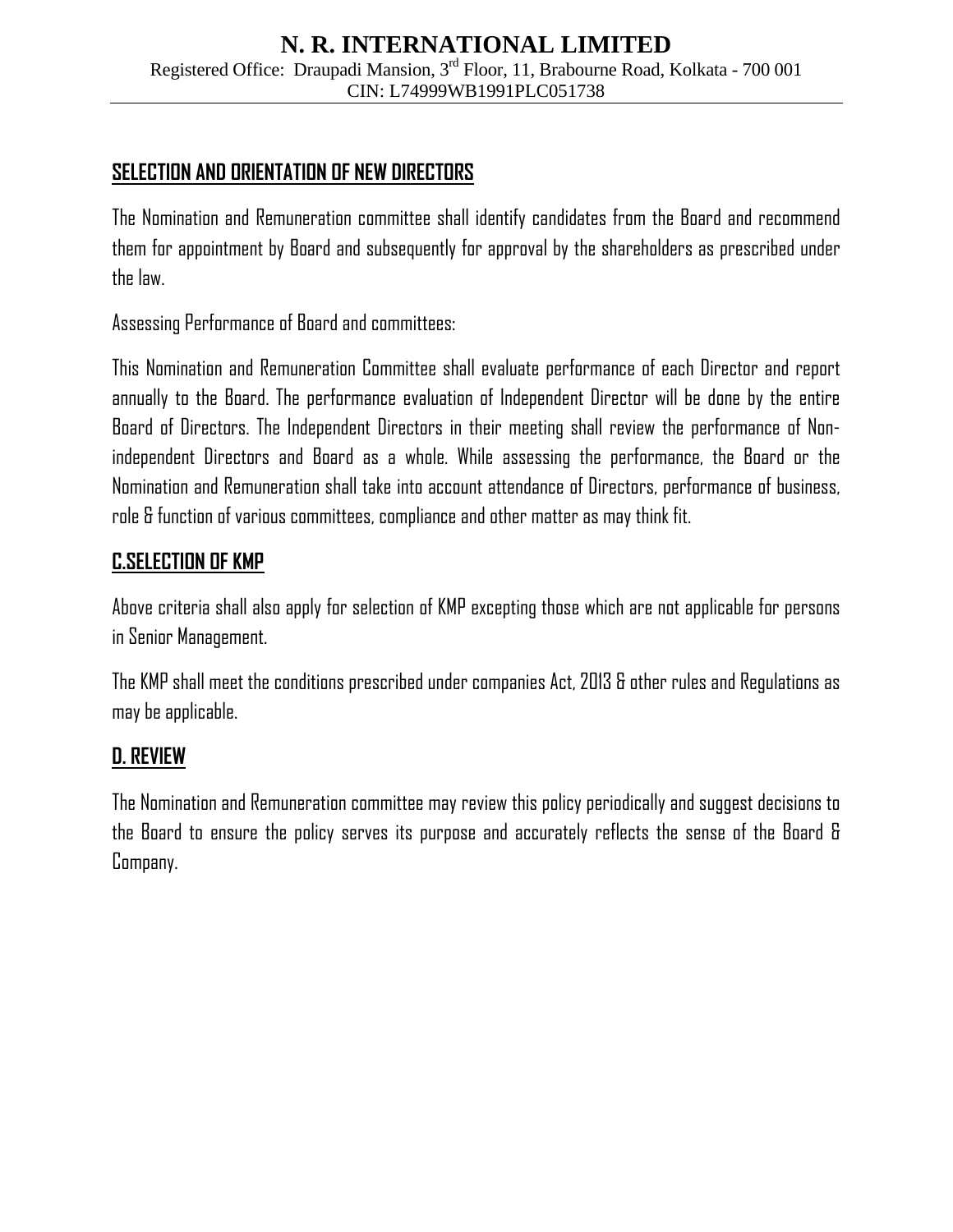## SELECTION AND ORIENTATION OF NEW DIRECTORS

The Nomination and Remuneration committee shall identify candidates from the Board and recommend them for appointment by Board and subsequently for approval by the shareholders as prescribed under the law.

Assessing Performance of Board and committees:

This Nomination and Remuneration Committee shall evaluate performance of each Director and report annually to the Board. The performance evaluation of Independent Director will be done by the entire Board of Directors. The Independent Directors in their meeting shall review the performance of Non-independent Directors and Board as a whole. While assessing the performance, the Board or the Nomination and Remuneration shall take into account attendance of Directors, performance of business, role & function of various committees, compliance and other matter as may think fit.

## C.SELECTION OF KMP

Above criteria shall also apply for selection of KMP excepting those which are not applicable for persons in Senior Management.

The KMP shall meet the conditions prescribed under companies Act, 2013 & other rules and Regulations as may be applicable.

## D. REVIEW

The Nomination and Remuneration committee may review this policy periodically and suggest decisions to the Board to ensure the policy serves its purpose and accurately reflects the sense of the Board & Company.